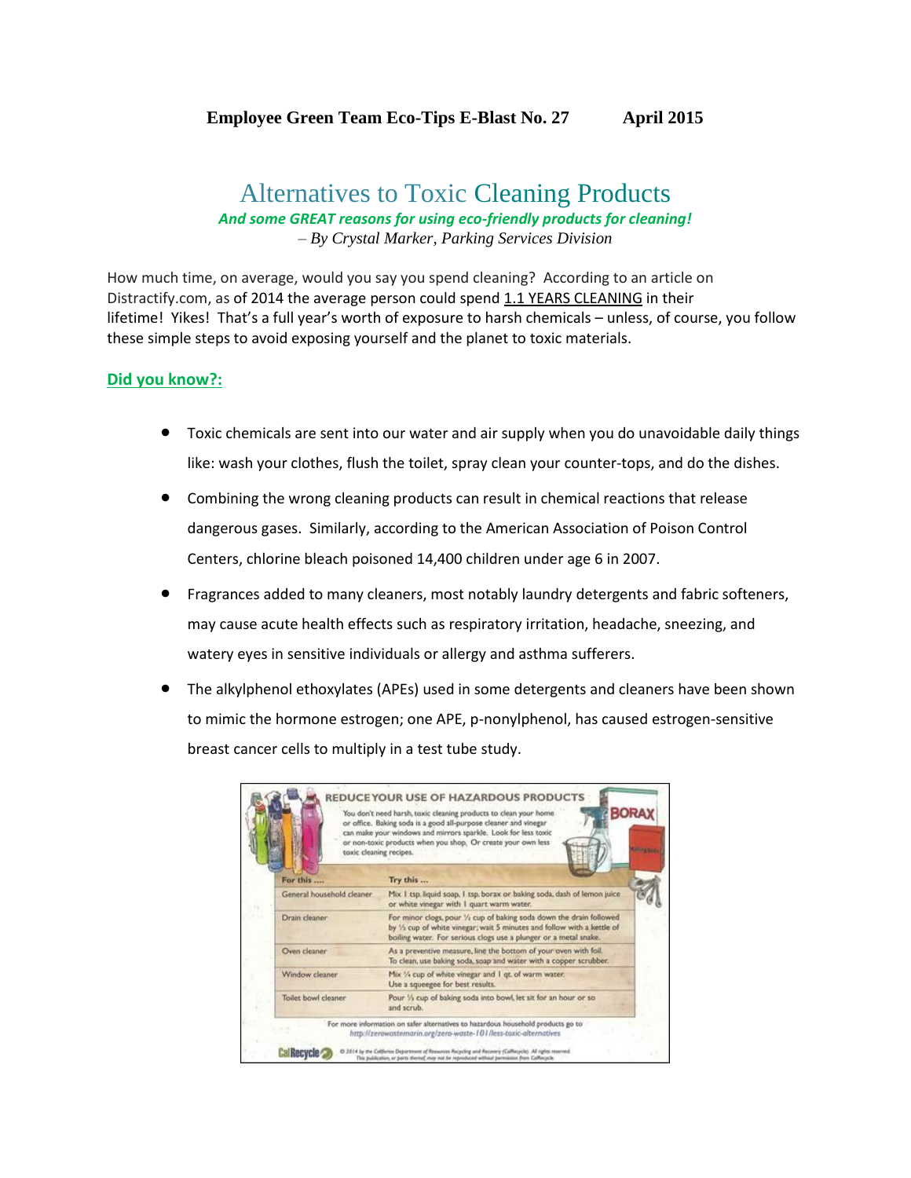**Employee Green Team Eco-Tips E-Blast No. 27 April 2015**

# Alternatives to Toxic Cleaning Products

***And some GREAT reasons for using eco-friendly products for cleaning!***

*– By Crystal Marker, Parking Services Division*

How much time, on average, would you say you spend cleaning? According to an article on Distractify.com, as of 2014 the average person could spend 1.1 YEARS CLEANING in their lifetime! Yikes! That's a full year's worth of exposure to harsh chemicals – unless, of course, you follow these simple steps to avoid exposing yourself and the planet to toxic materials.

**Did you know?:**

- Toxic chemicals are sent into our water and air supply when you do unavoidable daily things like: wash your clothes, flush the toilet, spray clean your counter-tops, and do the dishes.
- Combining the wrong cleaning products can result in chemical reactions that release dangerous gases. Similarly, according to the American Association of Poison Control Centers, chlorine bleach poisoned 14,400 children under age 6 in 2007.
- Fragrances added to many cleaners, most notably laundry detergents and fabric softeners, may cause acute health effects such as respiratory irritation, headache, sneezing, and watery eyes in sensitive individuals or allergy and asthma sufferers.
- The alkylphenol ethoxylates (APEs) used in some detergents and cleaners have been shown to mimic the hormone estrogen; one APE, p-nonylphenol, has caused estrogen-sensitive breast cancer cells to multiply in a test tube study.

**REDUCE YOUR USE OF HAZARDOUS PRODUCTS**

You don't need harsh, toxic cleaning products to clean your home or office. Baking soda is a good all-purpose cleaner and vinegar can make your windows and mirrors sparkle. Look for less toxic or non-toxic products when you shop. Or create your own less toxic cleaning recipes.

| For this .... | Try this ... |
|---|---|
| General household cleaner | Mix 1 tsp. liquid soap, 1 tsp. borax or baking soda, dash of lemon juice or white vinegar with 1 quart warm water. |
| Drain cleaner | For minor clogs, pour ½ cup of baking soda down the drain followed by ½ cup of white vinegar; wait 5 minutes and follow with a kettle of boiling water. For serious clogs use a plunger or a metal snake. |
| Oven cleaner | As a preventive measure, line the bottom of your oven with foil. To clean, use baking soda, soap and water with a copper scrubber. |
| Window cleaner | Mix ¼ cup of white vinegar and 1 qt. of warm water. Use a squeegee for best results. |
| Toilet bowl cleaner | Pour ½ cup of baking soda into bowl, let sit for an hour or so and scrub. |

For more information on safer alternatives to hazardous household products go to http://zerowastemarin.org/zero-waste-101/less-toxic-alternatives

CalRecycle © 2014 by the California Department of Resources Recycling and Recovery (CalRecycle). All rights reserved. This publication, or parts thereof, may not be reproduced without permission from CalRecycle.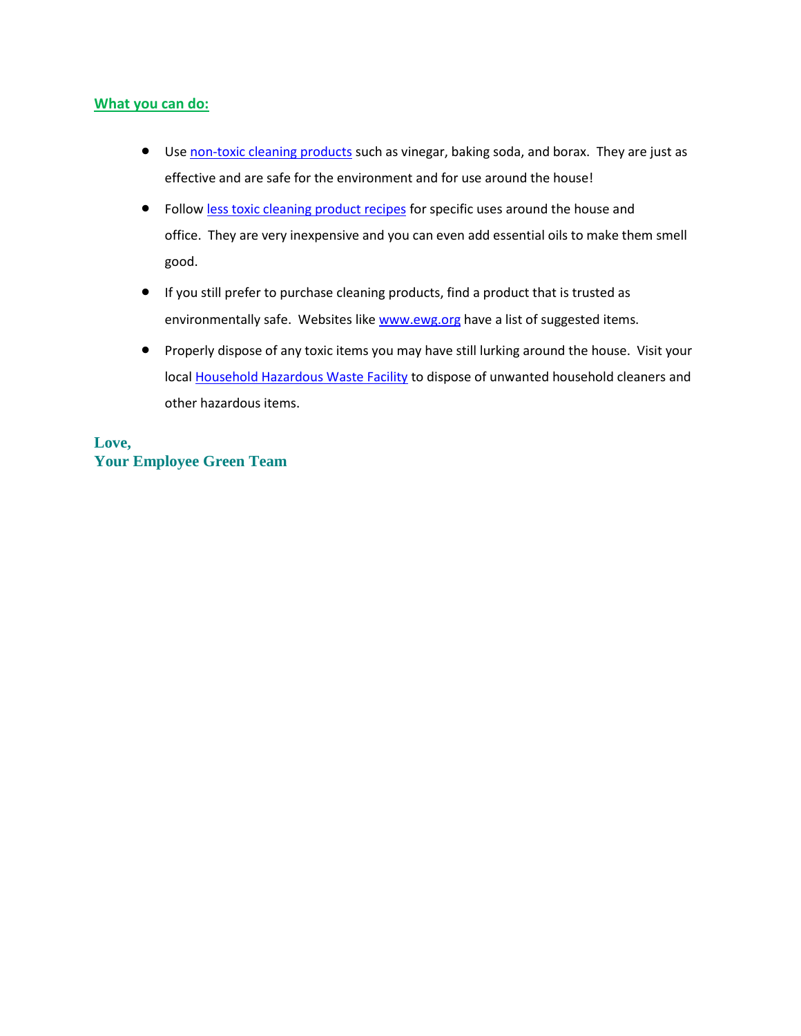## What you can do:

- Use non-toxic cleaning products such as vinegar, baking soda, and borax. They are just as effective and are safe for the environment and for use around the house!
- Follow less toxic cleaning product recipes for specific uses around the house and office. They are very inexpensive and you can even add essential oils to make them smell good.
- If you still prefer to purchase cleaning products, find a product that is trusted as environmentally safe. Websites like www.ewg.org have a list of suggested items.
- Properly dispose of any toxic items you may have still lurking around the house. Visit your local Household Hazardous Waste Facility to dispose of unwanted household cleaners and other hazardous items.

**Love,**
**Your Employee Green Team**